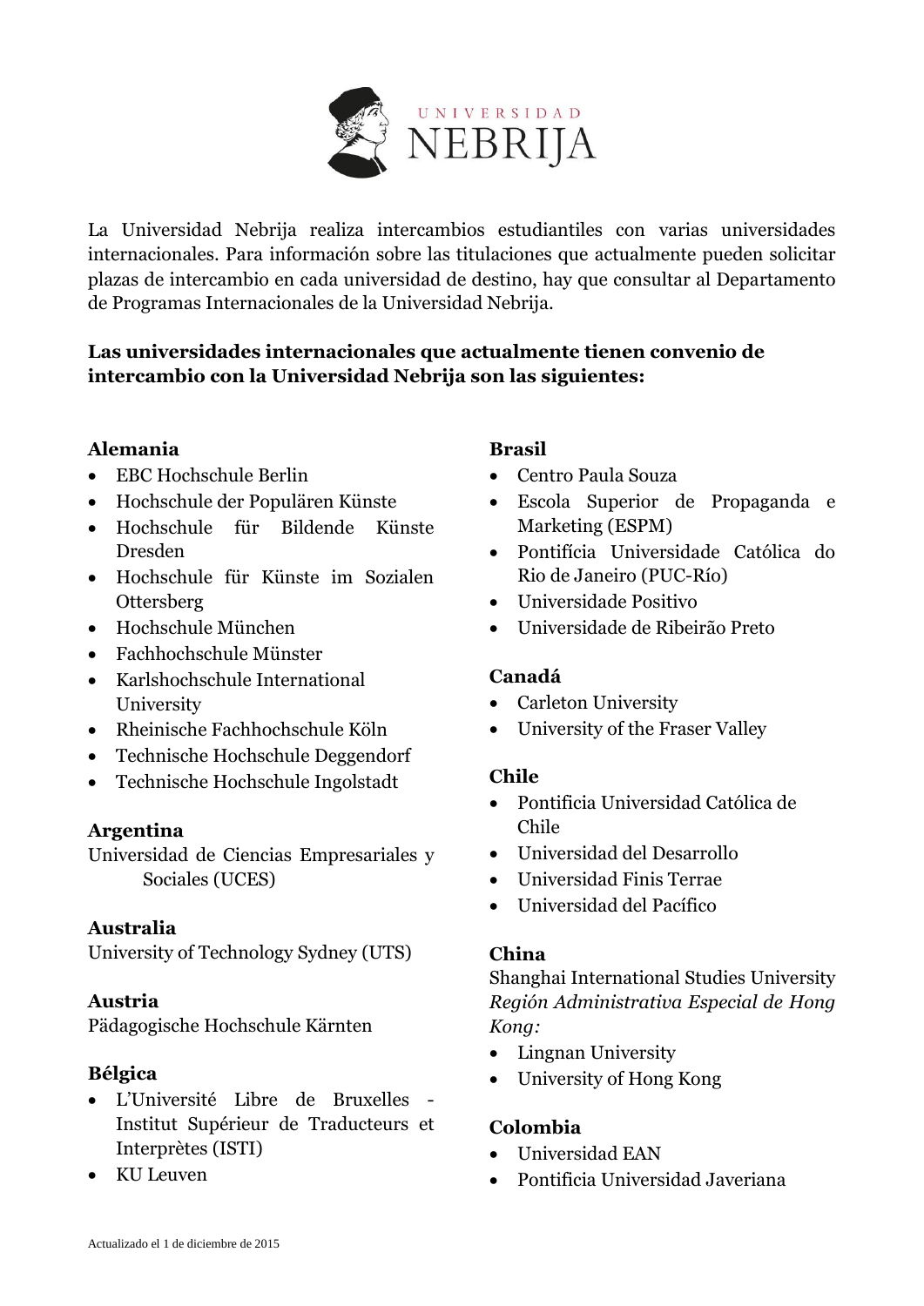La Universidad Nebrija realiza intercambios estudiantiles con varias universidades internacionales. Para información sobre las titulaciones que actualmente pueden solicitar plazas de intercambio en cada universidad de destino, hay que consultar al Departamento de Programas Internacionales de la Universidad Nebrija.

**Las universidades internacionales que actualmente tienen convenio de intercambio con la Universidad Nebrija son las siguientes:**

**Alemania**

- EBC Hochschule Berlin
- Hochschule der Populären Künste
- Hochschule für Bildende Künste Dresden
- Hochschule für Künste im Sozialen Ottersberg
- Hochschule München
- Fachhochschule Münster
- Karlshochschule International University
- Rheinische Fachhochschule Köln
- Technische Hochschule Deggendorf
- Technische Hochschule Ingolstadt

**Argentina**

Universidad de Ciencias Empresariales y Sociales (UCES)

**Australia**

University of Technology Sydney (UTS)

**Austria**

Pädagogische Hochschule Kärnten

**Bélgica**

- L'Université Libre de Bruxelles - Institut Supérieur de Traducteurs et Interprètes (ISTI)
- KU Leuven

**Brasil**

- Centro Paula Souza
- Escola Superior de Propaganda e Marketing (ESPM)
- Pontifícia Universidade Católica do Rio de Janeiro (PUC-Río)
- Universidade Positivo
- Universidade de Ribeirão Preto

**Canadá**

- Carleton University
- University of the Fraser Valley

**Chile**

- Pontificia Universidad Católica de Chile
- Universidad del Desarrollo
- Universidad Finis Terrae
- Universidad del Pacífico

**China**

Shanghai International Studies University

*Región Administrativa Especial de Hong Kong:*

- Lingnan University
- University of Hong Kong

**Colombia**

- Universidad EAN
- Pontificia Universidad Javeriana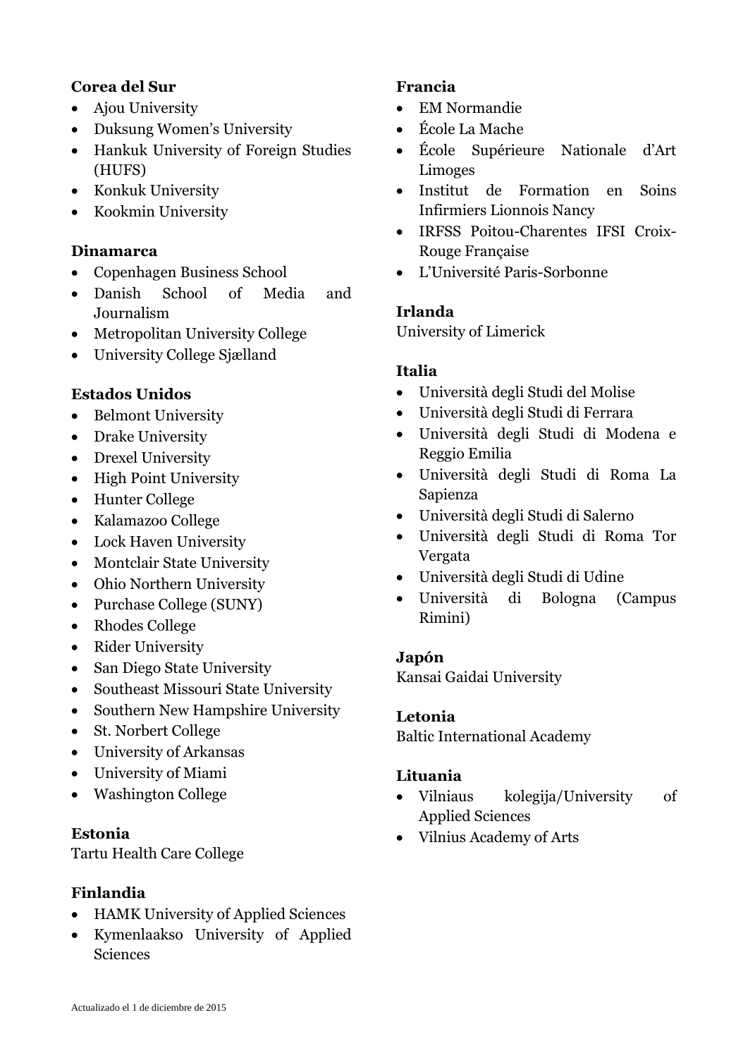**Corea del Sur**

- Ajou University
- Duksung Women's University
- Hankuk University of Foreign Studies (HUFS)
- Konkuk University
- Kookmin University

**Dinamarca**

- Copenhagen Business School
- Danish School of Media and Journalism
- Metropolitan University College
- University College Sjælland

**Estados Unidos**

- Belmont University
- Drake University
- Drexel University
- High Point University
- Hunter College
- Kalamazoo College
- Lock Haven University
- Montclair State University
- Ohio Northern University
- Purchase College (SUNY)
- Rhodes College
- Rider University
- San Diego State University
- Southeast Missouri State University
- Southern New Hampshire University
- St. Norbert College
- University of Arkansas
- University of Miami
- Washington College

**Estonia**

Tartu Health Care College

**Finlandia**

- HAMK University of Applied Sciences
- Kymenlaakso University of Applied Sciences

**Francia**

- EM Normandie
- École La Mache
- École Supérieure Nationale d'Art Limoges
- Institut de Formation en Soins Infirmiers Lionnois Nancy
- IRFSS Poitou-Charentes IFSI Croix-Rouge Française
- L'Université Paris-Sorbonne

**Irlanda**

University of Limerick

**Italia**

- Università degli Studi del Molise
- Università degli Studi di Ferrara
- Università degli Studi di Modena e Reggio Emilia
- Università degli Studi di Roma La Sapienza
- Università degli Studi di Salerno
- Università degli Studi di Roma Tor Vergata
- Università degli Studi di Udine
- Università di Bologna (Campus Rimini)

**Japón**

Kansai Gaidai University

**Letonia**

Baltic International Academy

**Lituania**

- Vilniaus kolegija/University of Applied Sciences
- Vilnius Academy of Arts

Actualizado el 1 de diciembre de 2015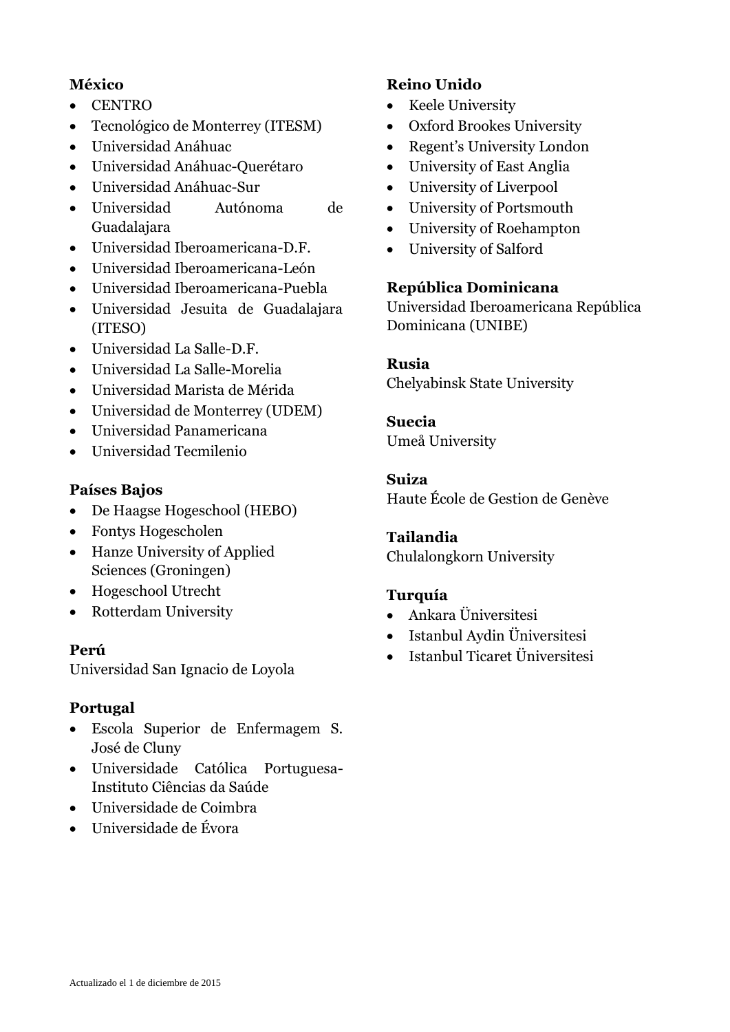**México**

- CENTRO
- Tecnológico de Monterrey (ITESM)
- Universidad Anáhuac
- Universidad Anáhuac-Querétaro
- Universidad Anáhuac-Sur
- Universidad Autónoma de Guadalajara
- Universidad Iberoamericana-D.F.
- Universidad Iberoamericana-León
- Universidad Iberoamericana-Puebla
- Universidad Jesuita de Guadalajara (ITESO)
- Universidad La Salle-D.F.
- Universidad La Salle-Morelia
- Universidad Marista de Mérida
- Universidad de Monterrey (UDEM)
- Universidad Panamericana
- Universidad Tecmilenio

**Países Bajos**

- De Haagse Hogeschool (HEBO)
- Fontys Hogescholen
- Hanze University of Applied Sciences (Groningen)
- Hogeschool Utrecht
- Rotterdam University

**Perú**

Universidad San Ignacio de Loyola

**Portugal**

- Escola Superior de Enfermagem S. José de Cluny
- Universidade Católica Portuguesa-Instituto Ciências da Saúde
- Universidade de Coimbra
- Universidade de Évora

**Reino Unido**

- Keele University
- Oxford Brookes University
- Regent's University London
- University of East Anglia
- University of Liverpool
- University of Portsmouth
- University of Roehampton
- University of Salford

**República Dominicana**

Universidad Iberoamericana República Dominicana (UNIBE)

**Rusia**

Chelyabinsk State University

**Suecia**

Umeå University

**Suiza**

Haute École de Gestion de Genève

**Tailandia**

Chulalongkorn University

**Turquía**

- Ankara Üniversitesi
- Istanbul Aydin Üniversitesi
- Istanbul Ticaret Üniversitesi

Actualizado el 1 de diciembre de 2015